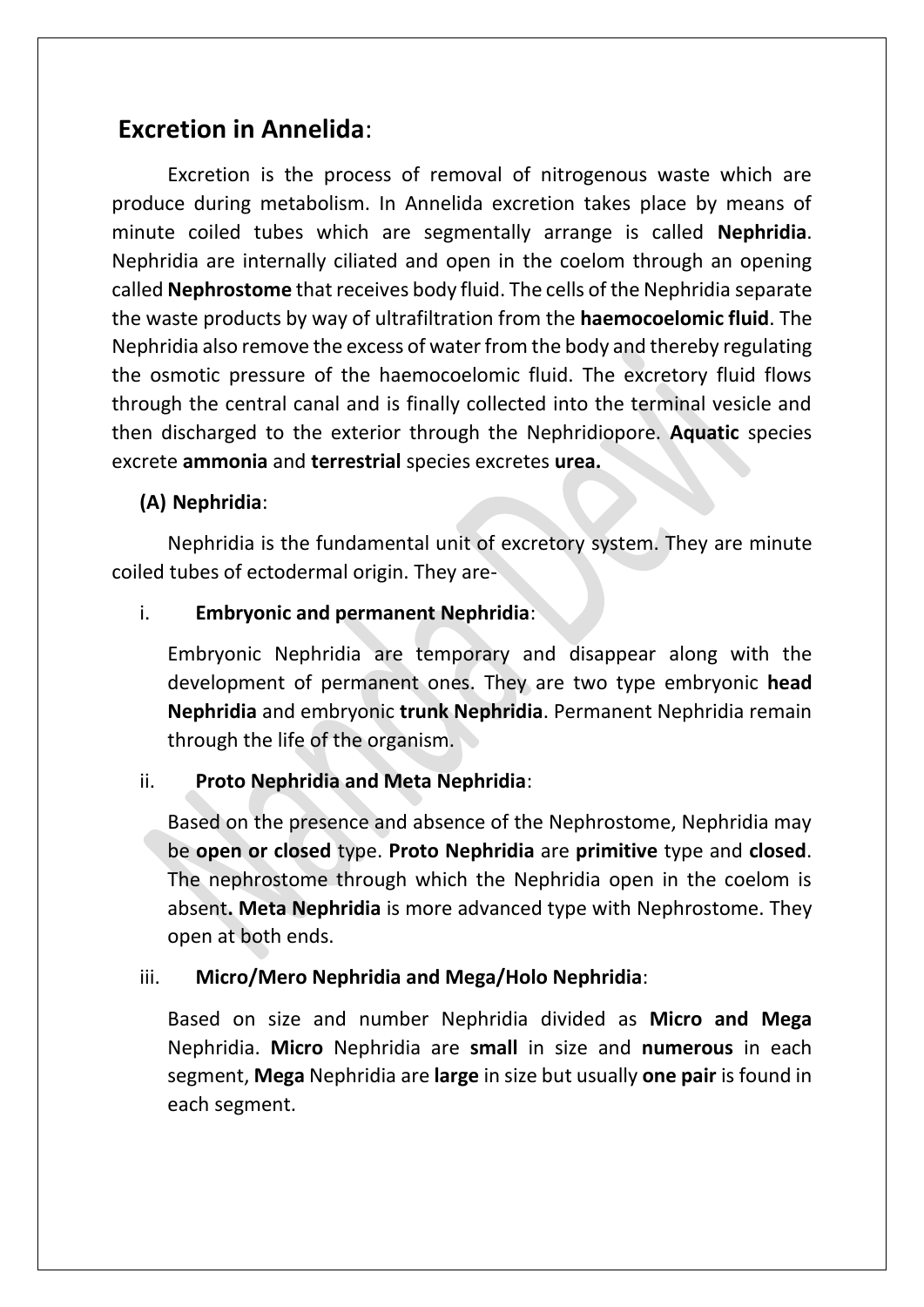## Excretion in Annelida:

Excretion is the process of removal of nitrogenous waste which are produce during metabolism. In Annelida excretion takes place by means of minute coiled tubes which are segmentally arrange is called **Nephridia**. Nephridia are internally ciliated and open in the coelom through an opening called **Nephrostome** that receives body fluid. The cells of the Nephridia separate the waste products by way of ultrafiltration from the **haemocoelomic fluid**. The Nephridia also remove the excess of water from the body and thereby regulating the osmotic pressure of the haemocoelomic fluid. The excretory fluid flows through the central canal and is finally collected into the terminal vesicle and then discharged to the exterior through the Nephridiopore. **Aquatic** species excrete **ammonia** and **terrestrial** species excretes **urea.**

### (A) Nephridia:

Nephridia is the fundamental unit of excretory system. They are minute coiled tubes of ectodermal origin. They are-

i. **Embryonic and permanent Nephridia**:

Embryonic Nephridia are temporary and disappear along with the development of permanent ones. They are two type embryonic **head Nephridia** and embryonic **trunk Nephridia**. Permanent Nephridia remain through the life of the organism.

ii. **Proto Nephridia and Meta Nephridia**:

Based on the presence and absence of the Nephrostome, Nephridia may be **open or closed** type. **Proto Nephridia** are **primitive** type and **closed**. The nephrostome through which the Nephridia open in the coelom is absent**. Meta Nephridia** is more advanced type with Nephrostome. They open at both ends.

iii. **Micro/Mero Nephridia and Mega/Holo Nephridia**:

Based on size and number Nephridia divided as **Micro and Mega** Nephridia. **Micro** Nephridia are **small** in size and **numerous** in each segment, **Mega** Nephridia are **large** in size but usually **one pair** is found in each segment.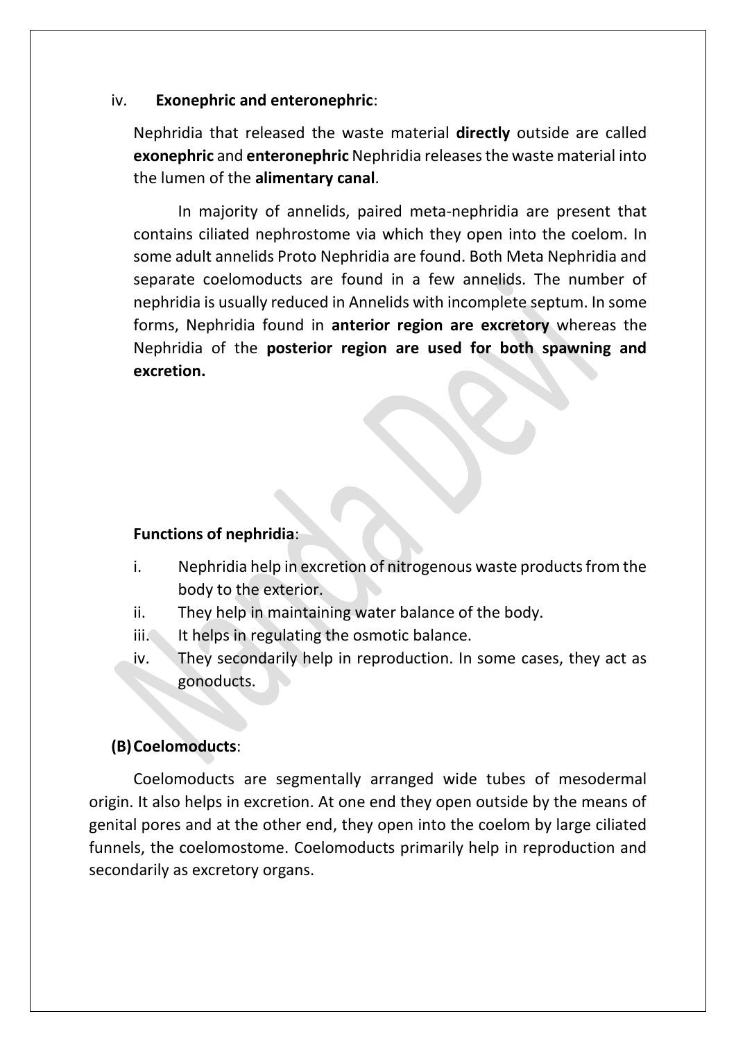iv. **Exonephric and enteronephric**:

Nephridia that released the waste material **directly** outside are called **exonephric** and **enteronephric** Nephridia releases the waste material into the lumen of the **alimentary canal**.

In majority of annelids, paired meta-nephridia are present that contains ciliated nephrostome via which they open into the coelom. In some adult annelids Proto Nephridia are found. Both Meta Nephridia and separate coelomoducts are found in a few annelids. The number of nephridia is usually reduced in Annelids with incomplete septum. In some forms, Nephridia found in **anterior region are excretory** whereas the Nephridia of the **posterior region are used for both spawning and excretion.**

**Functions of nephridia**:

i. Nephridia help in excretion of nitrogenous waste products from the body to the exterior.
ii. They help in maintaining water balance of the body.
iii. It helps in regulating the osmotic balance.
iv. They secondarily help in reproduction. In some cases, they act as gonoducts.

**(B) Coelomoducts**:

Coelomoducts are segmentally arranged wide tubes of mesodermal origin. It also helps in excretion. At one end they open outside by the means of genital pores and at the other end, they open into the coelom by large ciliated funnels, the coelomostome. Coelomoducts primarily help in reproduction and secondarily as excretory organs.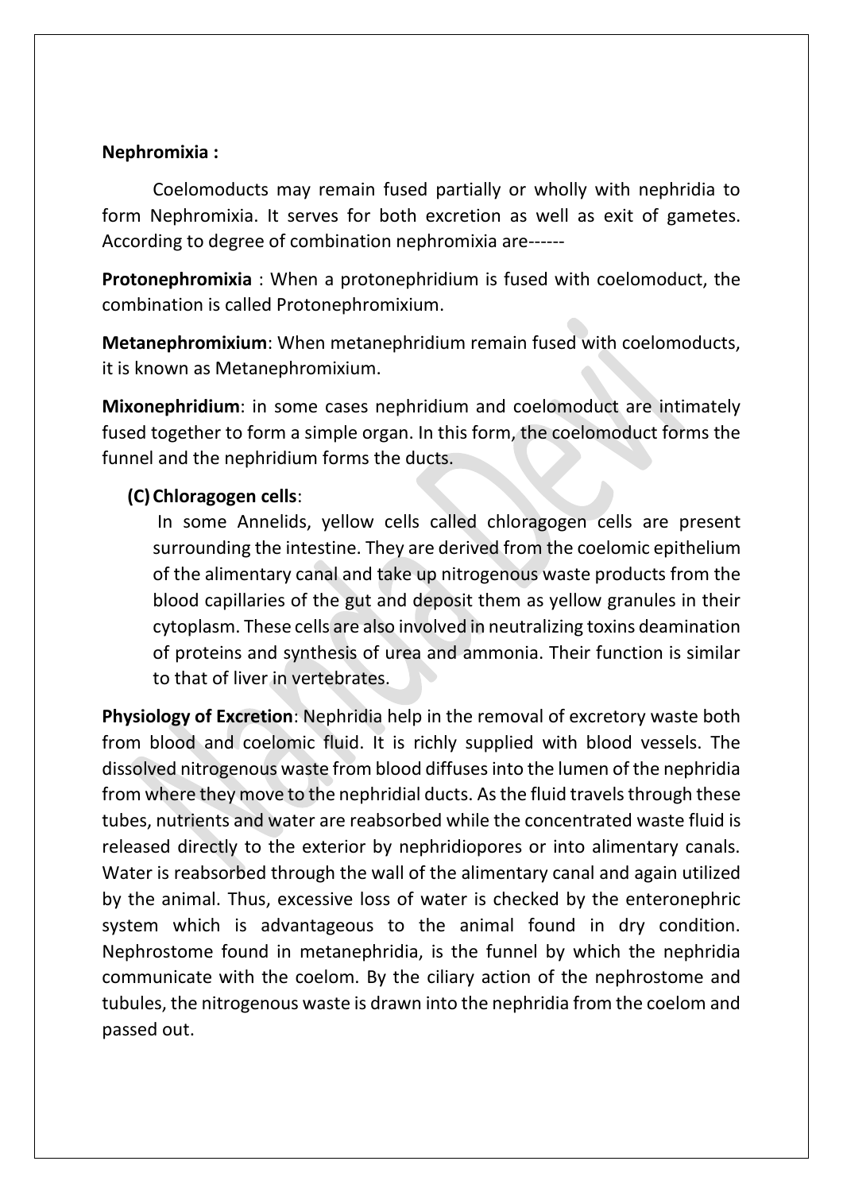**Nephromixia :**

Coelomoducts may remain fused partially or wholly with nephridia to form Nephromixia. It serves for both excretion as well as exit of gametes. According to degree of combination nephromixia are------

**Protonephromixia** : When a protonephridium is fused with coelomoduct, the combination is called Protonephromixium.

**Metanephromixium**: When metanephridium remain fused with coelomoducts, it is known as Metanephromixium.

**Mixonephridium**: in some cases nephridium and coelomoduct are intimately fused together to form a simple organ. In this form, the coelomoduct forms the funnel and the nephridium forms the ducts.

**(C) Chloragogen cells**:

In some Annelids, yellow cells called chloragogen cells are present surrounding the intestine. They are derived from the coelomic epithelium of the alimentary canal and take up nitrogenous waste products from the blood capillaries of the gut and deposit them as yellow granules in their cytoplasm. These cells are also involved in neutralizing toxins deamination of proteins and synthesis of urea and ammonia. Their function is similar to that of liver in vertebrates.

**Physiology of Excretion**: Nephridia help in the removal of excretory waste both from blood and coelomic fluid. It is richly supplied with blood vessels. The dissolved nitrogenous waste from blood diffuses into the lumen of the nephridia from where they move to the nephridial ducts. As the fluid travels through these tubes, nutrients and water are reabsorbed while the concentrated waste fluid is released directly to the exterior by nephridiopores or into alimentary canals. Water is reabsorbed through the wall of the alimentary canal and again utilized by the animal. Thus, excessive loss of water is checked by the enteronephric system which is advantageous to the animal found in dry condition. Nephrostome found in metanephridia, is the funnel by which the nephridia communicate with the coelom. By the ciliary action of the nephrostome and tubules, the nitrogenous waste is drawn into the nephridia from the coelom and passed out.